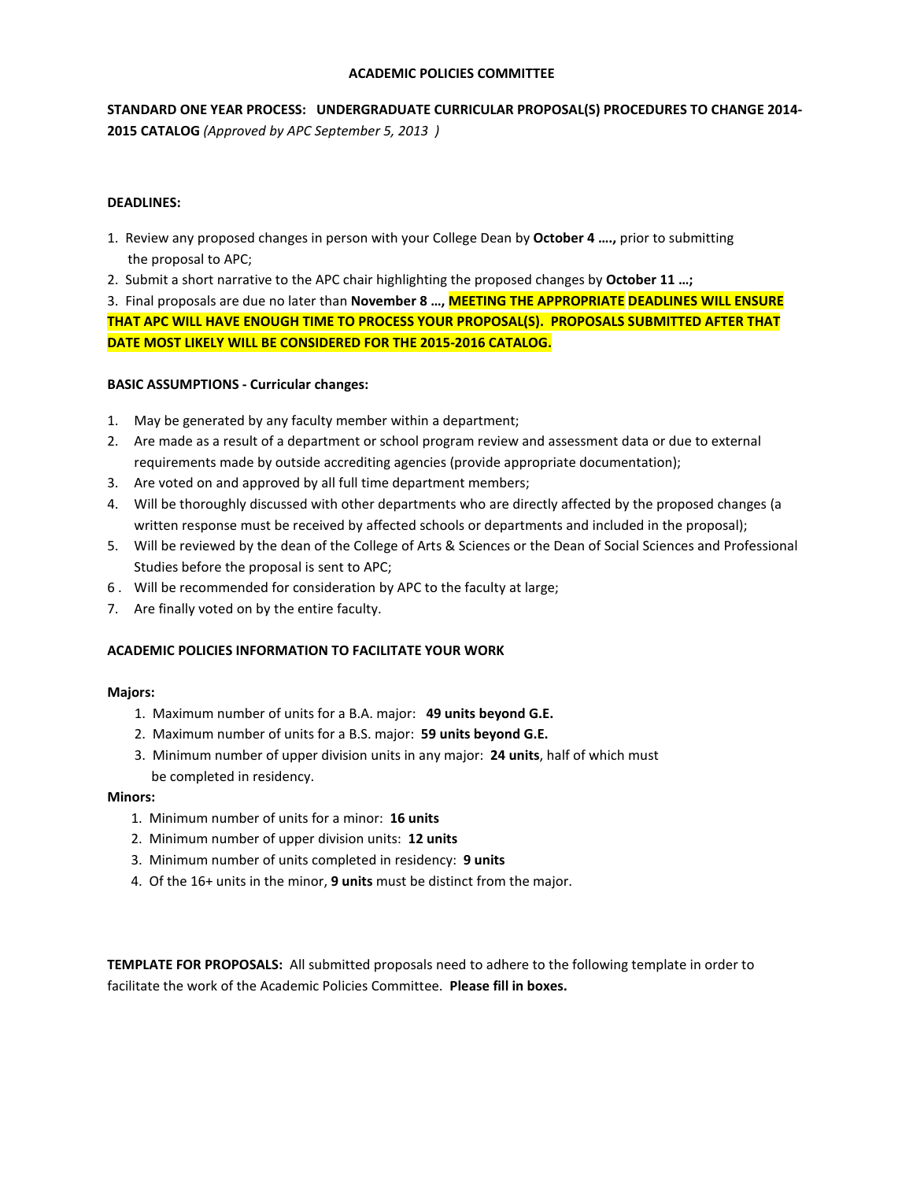# ACADEMIC POLICIES COMMITTEE

**STANDARD ONE YEAR PROCESS: UNDERGRADUATE CURRICULAR PROPOSAL(S) PROCEDURES TO CHANGE 2014-2015 CATALOG** *(Approved by APC September 5, 2013 )*

**DEADLINES:**

1. Review any proposed changes in person with your College Dean by **October 4 ….,** prior to submitting the proposal to APC;
2. Submit a short narrative to the APC chair highlighting the proposed changes by **October 11 …;**
3. Final proposals are due no later than **November 8 …, MEETING THE APPROPRIATE DEADLINES WILL ENSURE THAT APC WILL HAVE ENOUGH TIME TO PROCESS YOUR PROPOSAL(S). PROPOSALS SUBMITTED AFTER THAT DATE MOST LIKELY WILL BE CONSIDERED FOR THE 2015-2016 CATALOG.**

**BASIC ASSUMPTIONS - Curricular changes:**

1. May be generated by any faculty member within a department;
2. Are made as a result of a department or school program review and assessment data or due to external requirements made by outside accrediting agencies (provide appropriate documentation);
3. Are voted on and approved by all full time department members;
4. Will be thoroughly discussed with other departments who are directly affected by the proposed changes (a written response must be received by affected schools or departments and included in the proposal);
5. Will be reviewed by the dean of the College of Arts & Sciences or the Dean of Social Sciences and Professional Studies before the proposal is sent to APC;
6. Will be recommended for consideration by APC to the faculty at large;
7. Are finally voted on by the entire faculty.

**ACADEMIC POLICIES INFORMATION TO FACILITATE YOUR WORK**

**Majors:**

1. Maximum number of units for a B.A. major: **49 units beyond G.E.**
2. Maximum number of units for a B.S. major: **59 units beyond G.E.**
3. Minimum number of upper division units in any major: **24 units**, half of which must be completed in residency.

**Minors:**

1. Minimum number of units for a minor: **16 units**
2. Minimum number of upper division units: **12 units**
3. Minimum number of units completed in residency: **9 units**
4. Of the 16+ units in the minor, **9 units** must be distinct from the major.

**TEMPLATE FOR PROPOSALS:** All submitted proposals need to adhere to the following template in order to facilitate the work of the Academic Policies Committee. **Please fill in boxes.**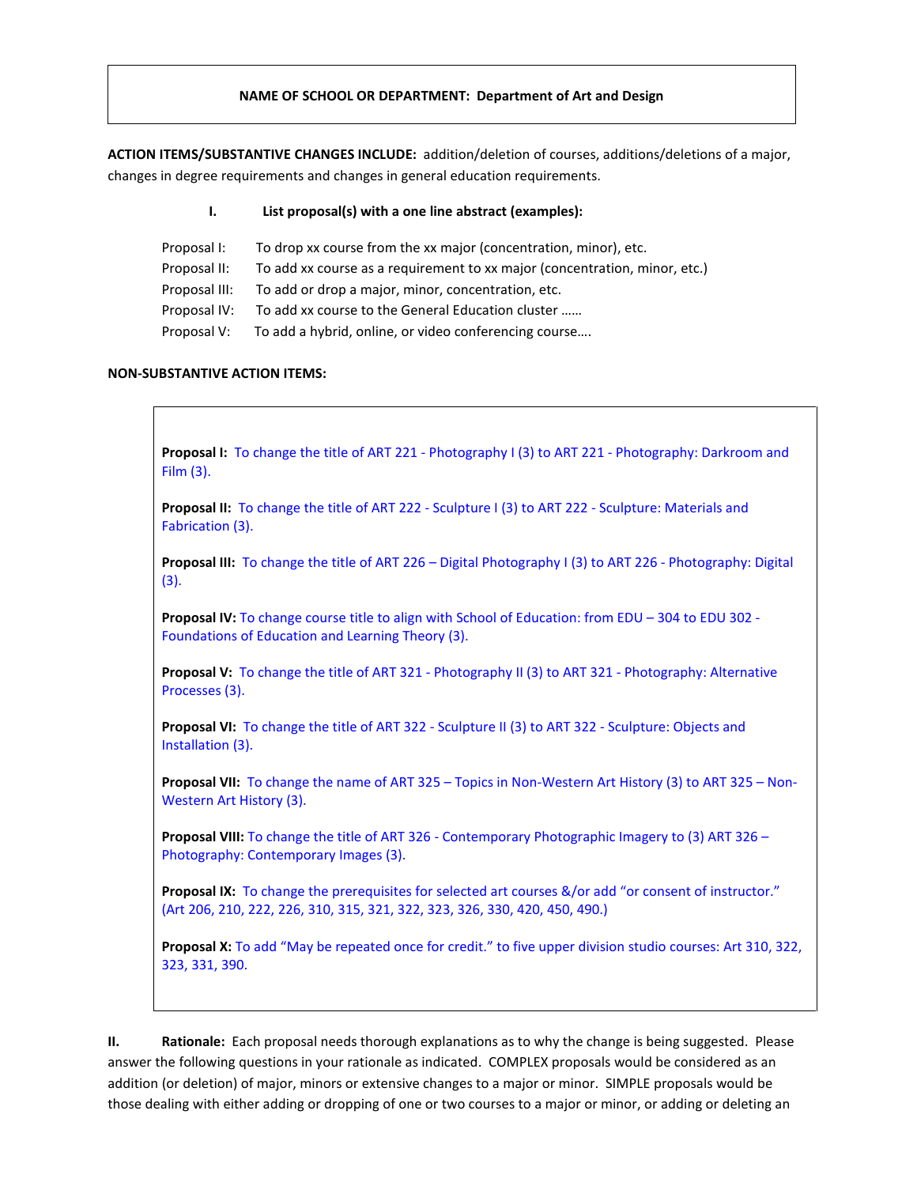**NAME OF SCHOOL OR DEPARTMENT: Department of Art and Design**

**ACTION ITEMS/SUBSTANTIVE CHANGES INCLUDE:** addition/deletion of courses, additions/deletions of a major, changes in degree requirements and changes in general education requirements.

**I. List proposal(s) with a one line abstract (examples):**

Proposal I: To drop xx course from the xx major (concentration, minor), etc.
Proposal II: To add xx course as a requirement to xx major (concentration, minor, etc.)
Proposal III: To add or drop a major, minor, concentration, etc.
Proposal IV: To add xx course to the General Education cluster ……
Proposal V: To add a hybrid, online, or video conferencing course….

**NON-SUBSTANTIVE ACTION ITEMS:**

**Proposal I:** To change the title of ART 221 - Photography I (3) to ART 221 - Photography: Darkroom and Film (3).

**Proposal II:** To change the title of ART 222 - Sculpture I (3) to ART 222 - Sculpture: Materials and Fabrication (3).

**Proposal III:** To change the title of ART 226 – Digital Photography I (3) to ART 226 - Photography: Digital (3).

**Proposal IV:** To change course title to align with School of Education: from EDU – 304 to EDU 302 - Foundations of Education and Learning Theory (3).

**Proposal V:** To change the title of ART 321 - Photography II (3) to ART 321 - Photography: Alternative Processes (3).

**Proposal VI:** To change the title of ART 322 - Sculpture II (3) to ART 322 - Sculpture: Objects and Installation (3).

**Proposal VII:** To change the name of ART 325 – Topics in Non-Western Art History (3) to ART 325 – Non-Western Art History (3).

**Proposal VIII:** To change the title of ART 326 - Contemporary Photographic Imagery to (3) ART 326 – Photography: Contemporary Images (3).

**Proposal IX:** To change the prerequisites for selected art courses &/or add "or consent of instructor." (Art 206, 210, 222, 226, 310, 315, 321, 322, 323, 326, 330, 420, 450, 490.)

**Proposal X:** To add "May be repeated once for credit." to five upper division studio courses: Art 310, 322, 323, 331, 390.

**II. Rationale:** Each proposal needs thorough explanations as to why the change is being suggested. Please answer the following questions in your rationale as indicated. COMPLEX proposals would be considered as an addition (or deletion) of major, minors or extensive changes to a major or minor. SIMPLE proposals would be those dealing with either adding or dropping of one or two courses to a major or minor, or adding or deleting an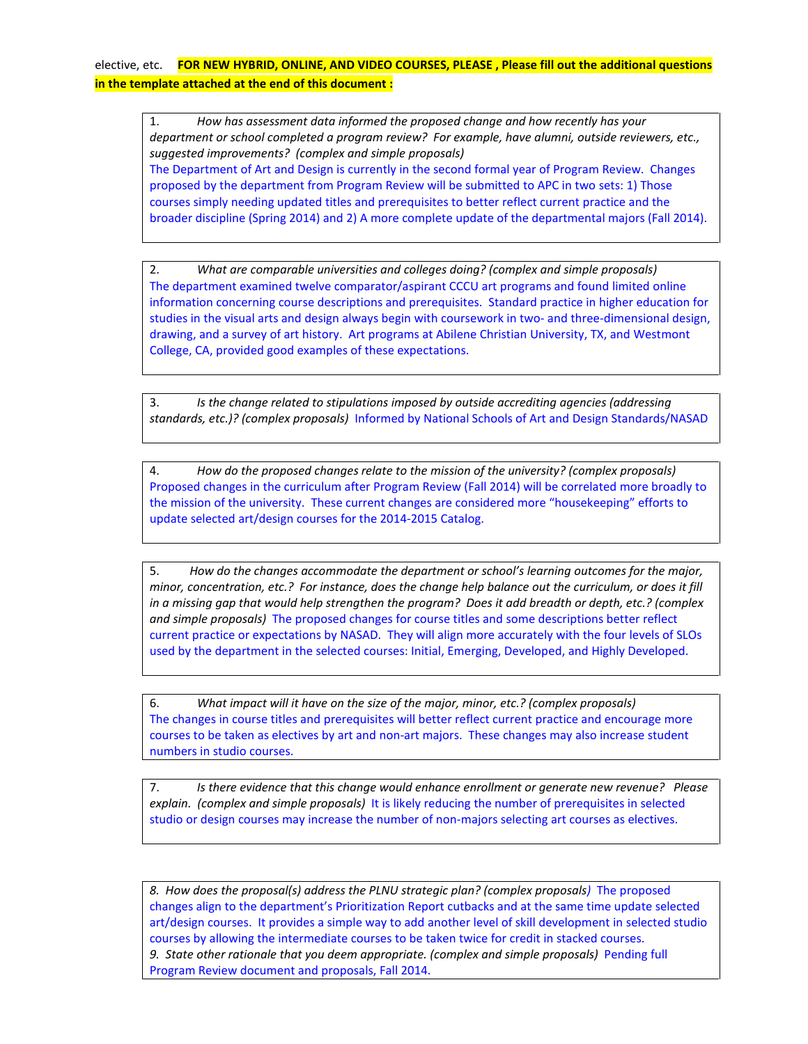elective, etc. **FOR NEW HYBRID, ONLINE, AND VIDEO COURSES, PLEASE , Please fill out the additional questions in the template attached at the end of this document :**

1. *How has assessment data informed the proposed change and how recently has your department or school completed a program review? For example, have alumni, outside reviewers, etc., suggested improvements? (complex and simple proposals)*
The Department of Art and Design is currently in the second formal year of Program Review. Changes proposed by the department from Program Review will be submitted to APC in two sets: 1) Those courses simply needing updated titles and prerequisites to better reflect current practice and the broader discipline (Spring 2014) and 2) A more complete update of the departmental majors (Fall 2014).

2. *What are comparable universities and colleges doing? (complex and simple proposals)*
The department examined twelve comparator/aspirant CCCU art programs and found limited online information concerning course descriptions and prerequisites. Standard practice in higher education for studies in the visual arts and design always begin with coursework in two- and three-dimensional design, drawing, and a survey of art history. Art programs at Abilene Christian University, TX, and Westmont College, CA, provided good examples of these expectations.

3. *Is the change related to stipulations imposed by outside accrediting agencies (addressing standards, etc.)? (complex proposals)* Informed by National Schools of Art and Design Standards/NASAD

4. *How do the proposed changes relate to the mission of the university? (complex proposals)*
Proposed changes in the curriculum after Program Review (Fall 2014) will be correlated more broadly to the mission of the university. These current changes are considered more "housekeeping" efforts to update selected art/design courses for the 2014-2015 Catalog.

5. *How do the changes accommodate the department or school's learning outcomes for the major, minor, concentration, etc.? For instance, does the change help balance out the curriculum, or does it fill in a missing gap that would help strengthen the program? Does it add breadth or depth, etc.? (complex and simple proposals)* The proposed changes for course titles and some descriptions better reflect current practice or expectations by NASAD. They will align more accurately with the four levels of SLOs used by the department in the selected courses: Initial, Emerging, Developed, and Highly Developed.

6. *What impact will it have on the size of the major, minor, etc.? (complex proposals)*
The changes in course titles and prerequisites will better reflect current practice and encourage more courses to be taken as electives by art and non-art majors. These changes may also increase student numbers in studio courses.

7. *Is there evidence that this change would enhance enrollment or generate new revenue? Please explain. (complex and simple proposals)* It is likely reducing the number of prerequisites in selected studio or design courses may increase the number of non-majors selecting art courses as electives.

8. *How does the proposal(s) address the PLNU strategic plan? (complex proposals)* The proposed changes align to the department's Prioritization Report cutbacks and at the same time update selected art/design courses. It provides a simple way to add another level of skill development in selected studio courses by allowing the intermediate courses to be taken twice for credit in stacked courses.

9. *State other rationale that you deem appropriate. (complex and simple proposals)* Pending full Program Review document and proposals, Fall 2014.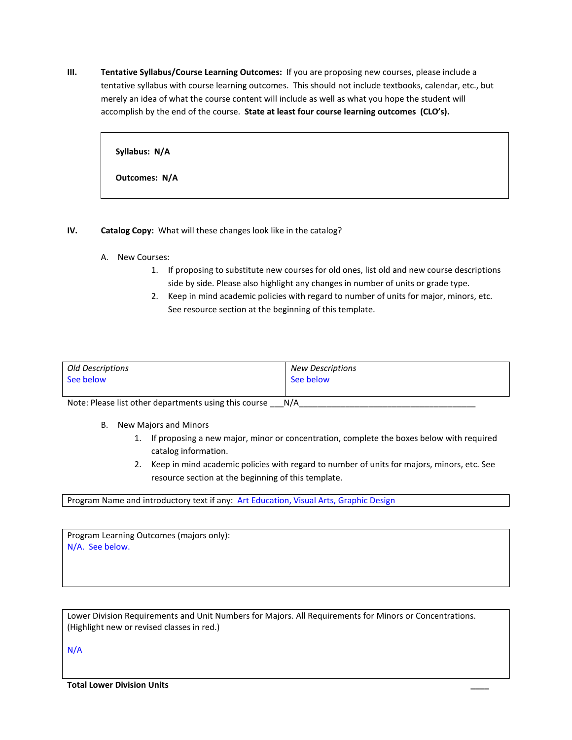**III.** **Tentative Syllabus/Course Learning Outcomes:** If you are proposing new courses, please include a tentative syllabus with course learning outcomes. This should not include textbooks, calendar, etc., but merely an idea of what the course content will include as well as what you hope the student will accomplish by the end of the course. **State at least four course learning outcomes (CLO's).**

| |
|---|
| **Syllabus: N/A**<br><br>**Outcomes: N/A** |

**IV.** **Catalog Copy:** What will these changes look like in the catalog?

A. New Courses:

1. If proposing to substitute new courses for old ones, list old and new course descriptions side by side. Please also highlight any changes in number of units or grade type.
2. Keep in mind academic policies with regard to number of units for major, minors, etc. See resource section at the beginning of this template.

| *Old Descriptions* | *New Descriptions* |
|---|---|
| See below | See below |

Note: Please list other departments using this course ___N/A_______________________________________

B. New Majors and Minors

1. If proposing a new major, minor or concentration, complete the boxes below with required catalog information.
2. Keep in mind academic policies with regard to number of units for majors, minors, etc. See resource section at the beginning of this template.

| Program Name and introductory text if any: Art Education, Visual Arts, Graphic Design |
|---|

| Program Learning Outcomes (majors only):<br>N/A. See below. |
|---|

| Lower Division Requirements and Unit Numbers for Majors. All Requirements for Minors or Concentrations. (Highlight new or revised classes in red.)<br><br>N/A |
|---|

**Total Lower Division Units** ____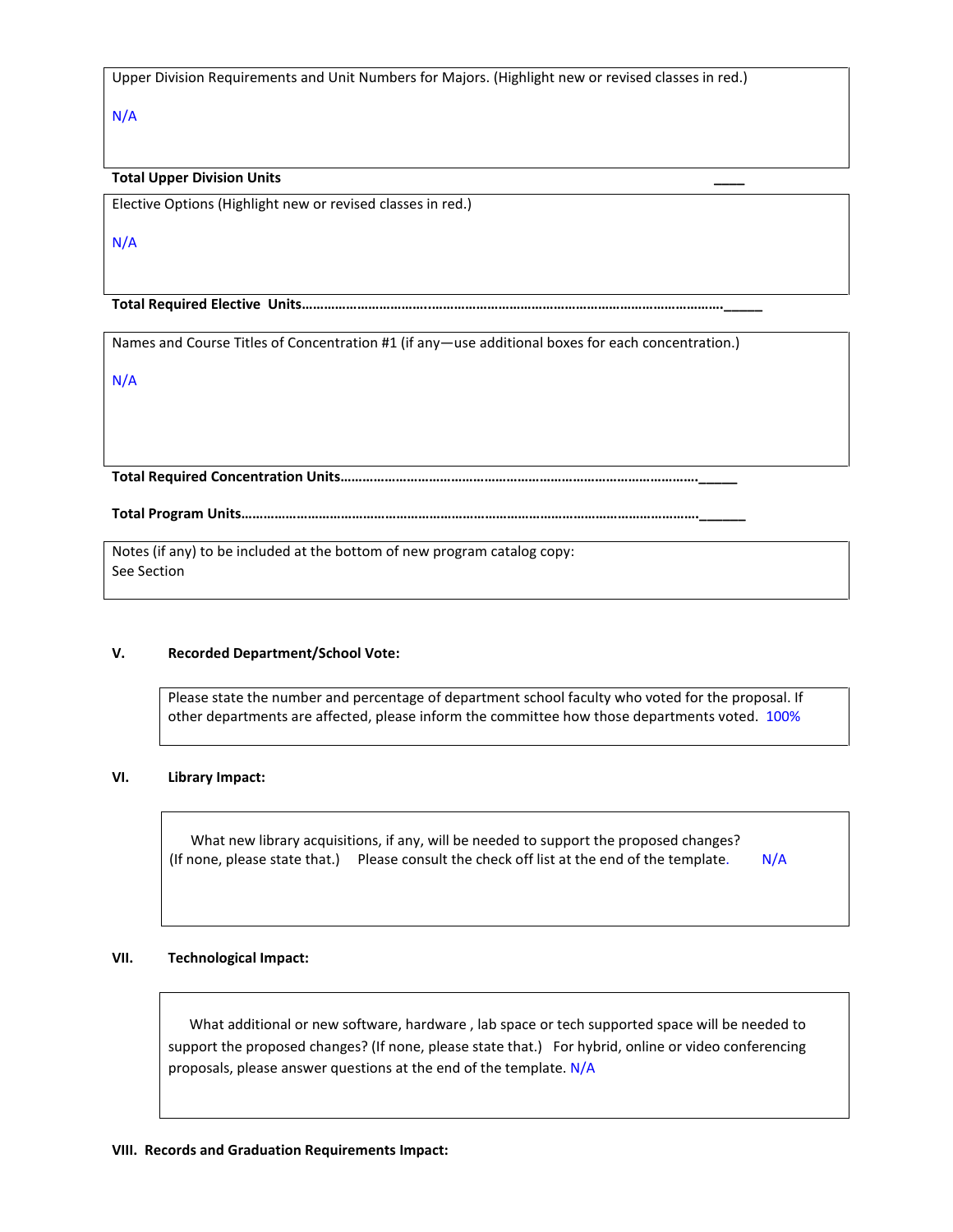Upper Division Requirements and Unit Numbers for Majors. (Highlight new or revised classes in red.)

N/A

**Total Upper Division Units** ____

Elective Options (Highlight new or revised classes in red.)

N/A

**Total Required Elective Units……………………………………………………………………………………………………._____**

Names and Course Titles of Concentration #1 (if any—use additional boxes for each concentration.)

N/A

**Total Required Concentration Units……………………………………………………………………………………._____**

**Total Program Units…………………………………………………………………………………………………………._______**

Notes (if any) to be included at the bottom of new program catalog copy:
See Section

## V. Recorded Department/School Vote:

Please state the number and percentage of department school faculty who voted for the proposal. If other departments are affected, please inform the committee how those departments voted. 100%

## VI. Library Impact:

What new library acquisitions, if any, will be needed to support the proposed changes? (If none, please state that.) Please consult the check off list at the end of the template. N/A

## VII. Technological Impact:

What additional or new software, hardware , lab space or tech supported space will be needed to support the proposed changes? (If none, please state that.) For hybrid, online or video conferencing proposals, please answer questions at the end of the template. N/A

## VIII. Records and Graduation Requirements Impact: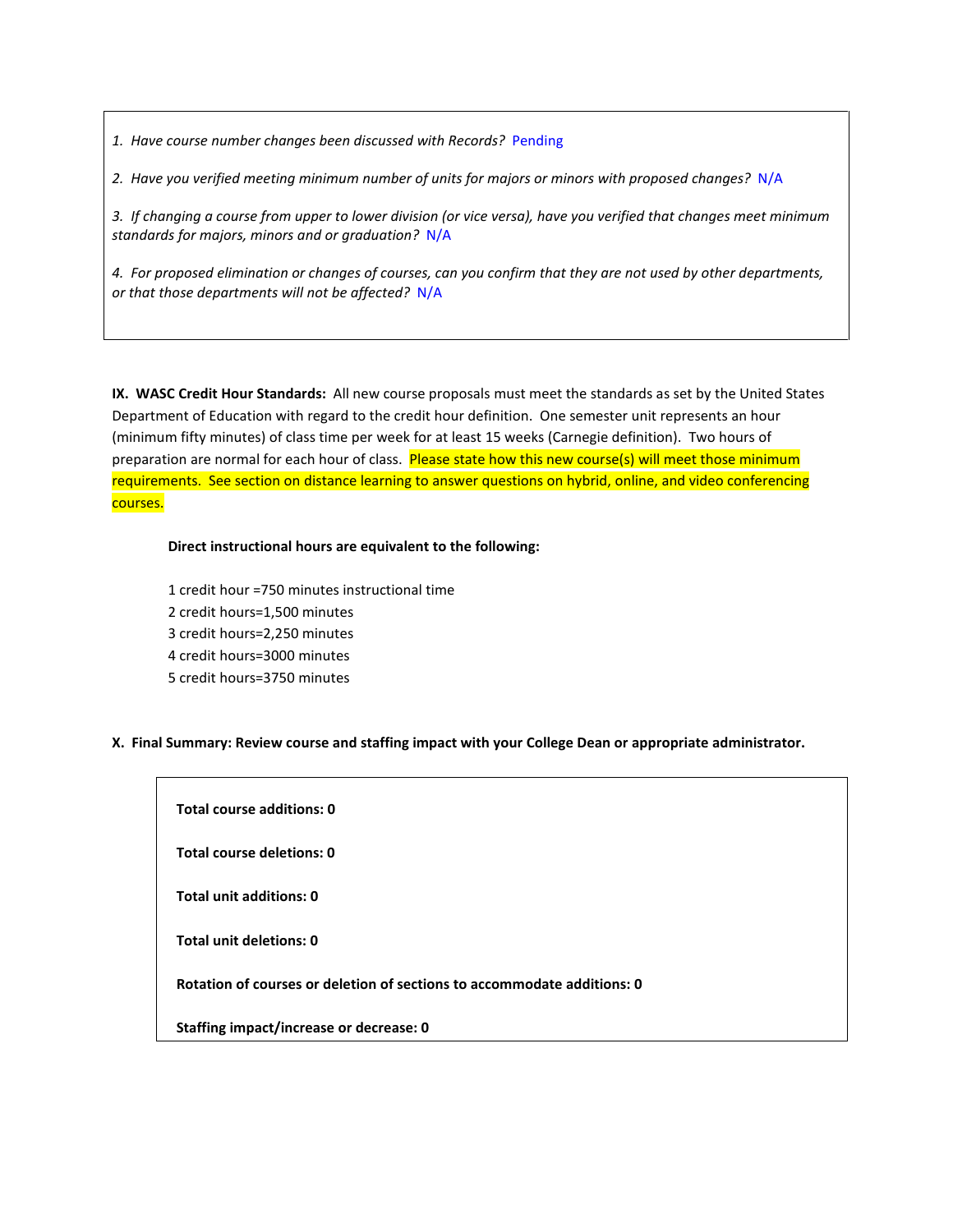1. *Have course number changes been discussed with Records?* Pending

2. *Have you verified meeting minimum number of units for majors or minors with proposed changes?* N/A

3. *If changing a course from upper to lower division (or vice versa), have you verified that changes meet minimum standards for majors, minors and or graduation?* N/A

4. *For proposed elimination or changes of courses, can you confirm that they are not used by other departments, or that those departments will not be affected?* N/A

**IX. WASC Credit Hour Standards:** All new course proposals must meet the standards as set by the United States Department of Education with regard to the credit hour definition. One semester unit represents an hour (minimum fifty minutes) of class time per week for at least 15 weeks (Carnegie definition). Two hours of preparation are normal for each hour of class. Please state how this new course(s) will meet those minimum requirements. See section on distance learning to answer questions on hybrid, online, and video conferencing courses.

**Direct instructional hours are equivalent to the following:**

1 credit hour =750 minutes instructional time
2 credit hours=1,500 minutes
3 credit hours=2,250 minutes
4 credit hours=3000 minutes
5 credit hours=3750 minutes

**X. Final Summary: Review course and staffing impact with your College Dean or appropriate administrator.**

**Total course additions: 0**

**Total course deletions: 0**

**Total unit additions: 0**

**Total unit deletions: 0**

**Rotation of courses or deletion of sections to accommodate additions: 0**

**Staffing impact/increase or decrease: 0**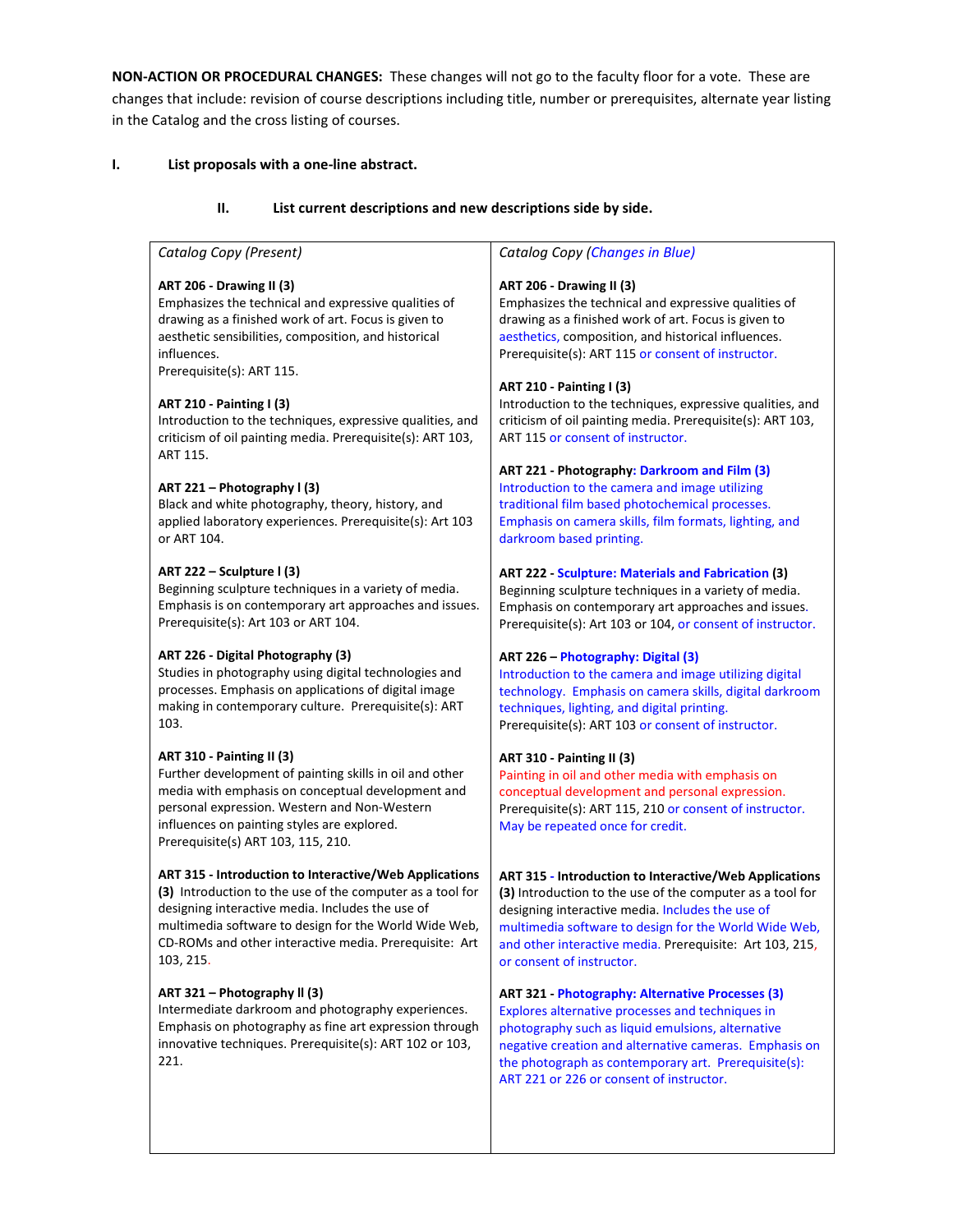**NON-ACTION OR PROCEDURAL CHANGES:** These changes will not go to the faculty floor for a vote. These are changes that include: revision of course descriptions including title, number or prerequisites, alternate year listing in the Catalog and the cross listing of courses.

**I. List proposals with a one-line abstract.**

**II. List current descriptions and new descriptions side by side.**

| *Catalog Copy (Present)* | *Catalog Copy (Changes in Blue)* |
|---|---|
| **ART 206 - Drawing II (3)**<br>Emphasizes the technical and expressive qualities of drawing as a finished work of art. Focus is given to aesthetic sensibilities, composition, and historical influences.<br>Prerequisite(s): ART 115. | **ART 206 - Drawing II (3)**<br>Emphasizes the technical and expressive qualities of drawing as a finished work of art. Focus is given to aesthetics, composition, and historical influences.<br>Prerequisite(s): ART 115 or consent of instructor. |
| **ART 210 - Painting I (3)**<br>Introduction to the techniques, expressive qualities, and criticism of oil painting media. Prerequisite(s): ART 103, ART 115. | **ART 210 - Painting I (3)**<br>Introduction to the techniques, expressive qualities, and criticism of oil painting media. Prerequisite(s): ART 103, ART 115 or consent of instructor. |
| **ART 221 – Photography I (3)**<br>Black and white photography, theory, history, and applied laboratory experiences. Prerequisite(s): Art 103 or ART 104. | **ART 221 - Photography: Darkroom and Film (3)**<br>Introduction to the camera and image utilizing traditional film based photochemical processes. Emphasis on camera skills, film formats, lighting, and darkroom based printing. |
| **ART 222 – Sculpture I (3)**<br>Beginning sculpture techniques in a variety of media. Emphasis is on contemporary art approaches and issues. Prerequisite(s): Art 103 or ART 104. | **ART 222 - Sculpture: Materials and Fabrication (3)**<br>Beginning sculpture techniques in a variety of media. Emphasis on contemporary art approaches and issues. Prerequisite(s): Art 103 or 104, or consent of instructor. |
| **ART 226 - Digital Photography (3)**<br>Studies in photography using digital technologies and processes. Emphasis on applications of digital image making in contemporary culture. Prerequisite(s): ART 103. | **ART 226 – Photography: Digital (3)**<br>Introduction to the camera and image utilizing digital technology. Emphasis on camera skills, digital darkroom techniques, lighting, and digital printing.<br>Prerequisite(s): ART 103 or consent of instructor. |
| **ART 310 - Painting II (3)**<br>Further development of painting skills in oil and other media with emphasis on conceptual development and personal expression. Western and Non-Western influences on painting styles are explored.<br>Prerequisite(s) ART 103, 115, 210. | **ART 310 - Painting II (3)**<br>Painting in oil and other media with emphasis on conceptual development and personal expression.<br>Prerequisite(s): ART 115, 210 or consent of instructor. May be repeated once for credit. |
| **ART 315 - Introduction to Interactive/Web Applications (3)** Introduction to the use of the computer as a tool for designing interactive media. Includes the use of multimedia software to design for the World Wide Web, CD-ROMs and other interactive media. Prerequisite: Art 103, 215. | **ART 315 - Introduction to Interactive/Web Applications (3)** Introduction to the use of the computer as a tool for designing interactive media. Includes the use of multimedia software to design for the World Wide Web, and other interactive media. Prerequisite: Art 103, 215, or consent of instructor. |
| **ART 321 – Photography II (3)**<br>Intermediate darkroom and photography experiences. Emphasis on photography as fine art expression through innovative techniques. Prerequisite(s): ART 102 or 103, 221. | **ART 321 - Photography: Alternative Processes (3)**<br>Explores alternative processes and techniques in photography such as liquid emulsions, alternative negative creation and alternative cameras. Emphasis on the photograph as contemporary art. Prerequisite(s): ART 221 or 226 or consent of instructor. |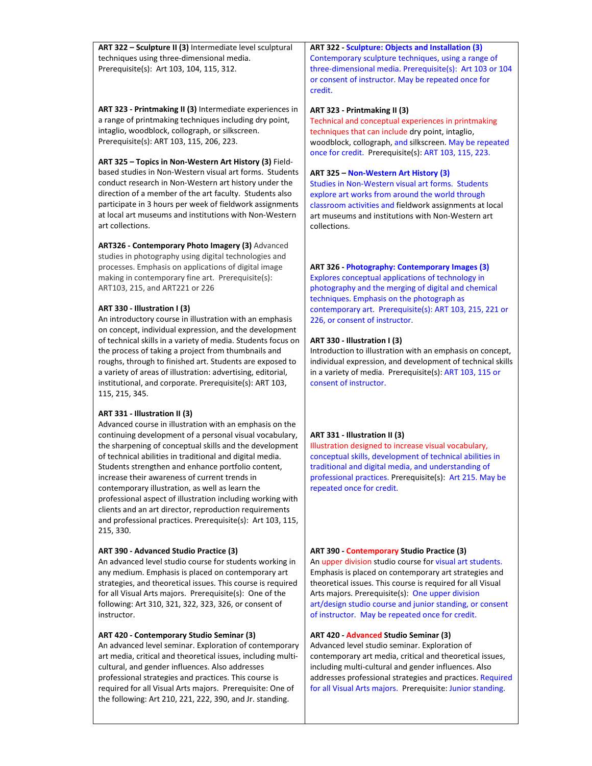| | |
|---|---|
| **ART 322 – Sculpture II (3)** Intermediate level sculptural techniques using three-dimensional media. Prerequisite(s): Art 103, 104, 115, 312. | **ART 322 - Sculpture: Objects and Installation (3)** Contemporary sculpture techniques, using a range of three-dimensional media. Prerequisite(s): Art 103 or 104 or consent of instructor. May be repeated once for credit. |
| **ART 323 - Printmaking II (3)** Intermediate experiences in a range of printmaking techniques including dry point, intaglio, woodblock, collograph, or silkscreen. Prerequisite(s): ART 103, 115, 206, 223. | **ART 323 - Printmaking II (3)** Technical and conceptual experiences in printmaking techniques that can include dry point, intaglio, woodblock, collograph, and silkscreen. May be repeated once for credit. Prerequisite(s): ART 103, 115, 223. |
| **ART 325 – Topics in Non-Western Art History (3)** Field-based studies in Non-Western visual art forms. Students conduct research in Non-Western art history under the direction of a member of the art faculty. Students also participate in 3 hours per week of fieldwork assignments at local art museums and institutions with Non-Western art collections. | **ART 325 – Non-Western Art History (3)** Studies in Non-Western visual art forms. Students explore art works from around the world through classroom activities and fieldwork assignments at local art museums and institutions with Non-Western art collections. |
| **ART326 - Contemporary Photo Imagery (3)** Advanced studies in photography using digital technologies and processes. Emphasis on applications of digital image making in contemporary fine art. Prerequisite(s): ART103, 215, and ART221 or 226 | **ART 326 - Photography: Contemporary Images (3)** Explores conceptual applications of technology in photography and the merging of digital and chemical techniques. Emphasis on the photograph as contemporary art. Prerequisite(s): ART 103, 215, 221 or 226, or consent of instructor. |
| **ART 330 - Illustration I (3)** An introductory course in illustration with an emphasis on concept, individual expression, and the development of technical skills in a variety of media. Students focus on the process of taking a project from thumbnails and roughs, through to finished art. Students are exposed to a variety of areas of illustration: advertising, editorial, institutional, and corporate. Prerequisite(s): ART 103, 115, 215, 345. | **ART 330 - Illustration I (3)** Introduction to illustration with an emphasis on concept, individual expression, and development of technical skills in a variety of media. Prerequisite(s): ART 103, 115 or consent of instructor. |
| **ART 331 - Illustration II (3)** Advanced course in illustration with an emphasis on the continuing development of a personal visual vocabulary, the sharpening of conceptual skills and the development of technical abilities in traditional and digital media. Students strengthen and enhance portfolio content, increase their awareness of current trends in contemporary illustration, as well as learn the professional aspect of illustration including working with clients and an art director, reproduction requirements and professional practices. Prerequisite(s): Art 103, 115, 215, 330. | **ART 331 - Illustration II (3)** Illustration designed to increase visual vocabulary, conceptual skills, development of technical abilities in traditional and digital media, and understanding of professional practices. Prerequisite(s): Art 215. May be repeated once for credit. |
| **ART 390 - Advanced Studio Practice (3)** An advanced level studio course for students working in any medium. Emphasis is placed on contemporary art strategies, and theoretical issues. This course is required for all Visual Arts majors. Prerequisite(s): One of the following: Art 310, 321, 322, 323, 326, or consent of instructor. | **ART 390 - Contemporary Studio Practice (3)** An upper division studio course for visual art students. Emphasis is placed on contemporary art strategies and theoretical issues. This course is required for all Visual Arts majors. Prerequisite(s): One upper division art/design studio course and junior standing, or consent of instructor. May be repeated once for credit. |
| **ART 420 - Contemporary Studio Seminar (3)** An advanced level seminar. Exploration of contemporary art media, critical and theoretical issues, including multi-cultural, and gender influences. Also addresses professional strategies and practices. This course is required for all Visual Arts majors. Prerequisite: One of the following: Art 210, 221, 222, 390, and Jr. standing. | **ART 420 - Advanced Studio Seminar (3)** Advanced level studio seminar. Exploration of contemporary art media, critical and theoretical issues, including multi-cultural and gender influences. Also addresses professional strategies and practices. Required for all Visual Arts majors. Prerequisite: Junior standing. |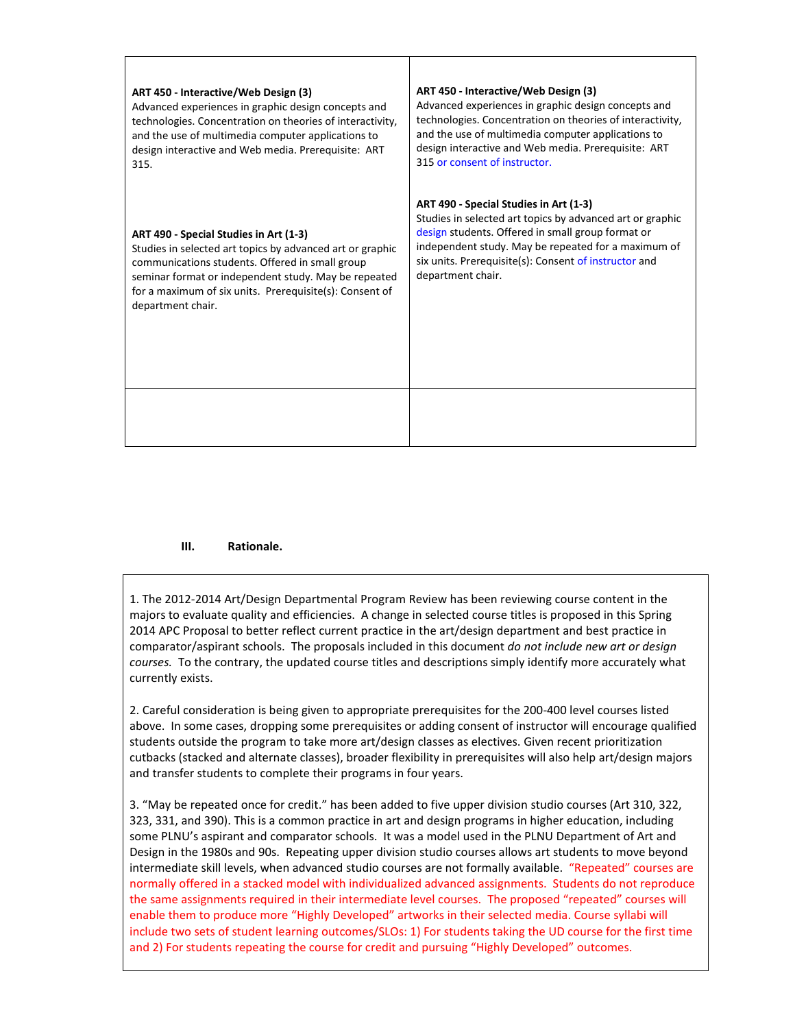| | |
|---|---|
| **ART 450 - Interactive/Web Design (3)**<br>Advanced experiences in graphic design concepts and technologies. Concentration on theories of interactivity, and the use of multimedia computer applications to design interactive and Web media. Prerequisite: ART 315.<br><br>**ART 490 - Special Studies in Art (1-3)**<br>Studies in selected art topics by advanced art or graphic communications students. Offered in small group seminar format or independent study. May be repeated for a maximum of six units. Prerequisite(s): Consent of department chair. | **ART 450 - Interactive/Web Design (3)**<br>Advanced experiences in graphic design concepts and technologies. Concentration on theories of interactivity, and the use of multimedia computer applications to design interactive and Web media. Prerequisite: ART 315 or consent of instructor.<br><br>**ART 490 - Special Studies in Art (1-3)**<br>Studies in selected art topics by advanced art or graphic design students. Offered in small group format or independent study. May be repeated for a maximum of six units. Prerequisite(s): Consent of instructor and department chair. |
| | |

**III. Rationale.**

1. The 2012-2014 Art/Design Departmental Program Review has been reviewing course content in the majors to evaluate quality and efficiencies. A change in selected course titles is proposed in this Spring 2014 APC Proposal to better reflect current practice in the art/design department and best practice in comparator/aspirant schools. The proposals included in this document *do not include new art or design courses.* To the contrary, the updated course titles and descriptions simply identify more accurately what currently exists.

2. Careful consideration is being given to appropriate prerequisites for the 200-400 level courses listed above. In some cases, dropping some prerequisites or adding consent of instructor will encourage qualified students outside the program to take more art/design classes as electives. Given recent prioritization cutbacks (stacked and alternate classes), broader flexibility in prerequisites will also help art/design majors and transfer students to complete their programs in four years.

3. "May be repeated once for credit." has been added to five upper division studio courses (Art 310, 322, 323, 331, and 390). This is a common practice in art and design programs in higher education, including some PLNU's aspirant and comparator schools. It was a model used in the PLNU Department of Art and Design in the 1980s and 90s. Repeating upper division studio courses allows art students to move beyond intermediate skill levels, when advanced studio courses are not formally available. "Repeated" courses are normally offered in a stacked model with individualized advanced assignments. Students do not reproduce the same assignments required in their intermediate level courses. The proposed "repeated" courses will enable them to produce more "Highly Developed" artworks in their selected media. Course syllabi will include two sets of student learning outcomes/SLOs: 1) For students taking the UD course for the first time and 2) For students repeating the course for credit and pursuing "Highly Developed" outcomes.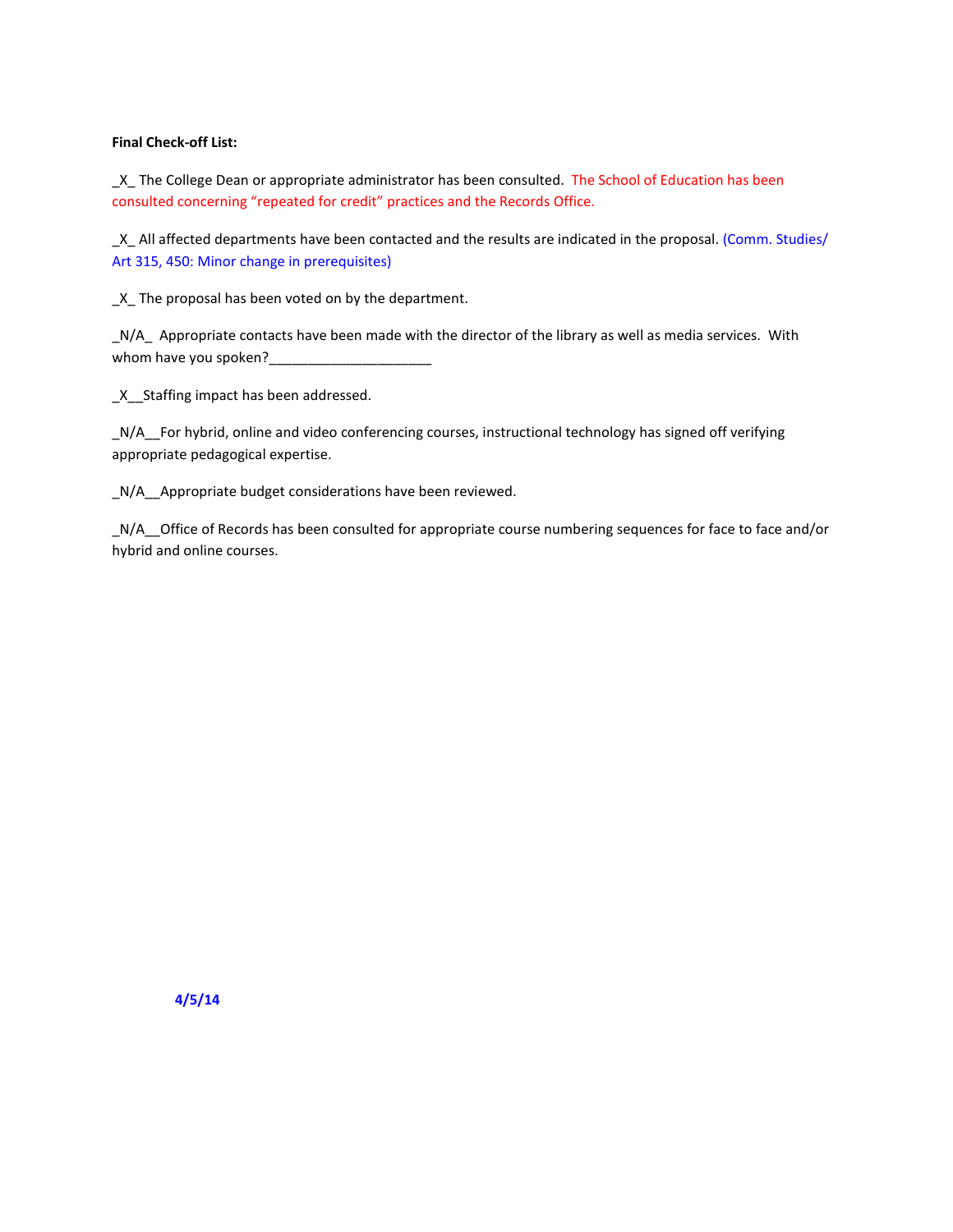**Final Check-off List:**

_X_ The College Dean or appropriate administrator has been consulted. The School of Education has been consulted concerning "repeated for credit" practices and the Records Office.

_X_ All affected departments have been contacted and the results are indicated in the proposal. (Comm. Studies/ Art 315, 450: Minor change in prerequisites)

_X_ The proposal has been voted on by the department.

_N/A_ Appropriate contacts have been made with the director of the library as well as media services. With whom have you spoken?_____________________

_X__Staffing impact has been addressed.

_N/A__For hybrid, online and video conferencing courses, instructional technology has signed off verifying appropriate pedagogical expertise.

_N/A__Appropriate budget considerations have been reviewed.

_N/A__Office of Records has been consulted for appropriate course numbering sequences for face to face and/or hybrid and online courses.

**4/5/14**